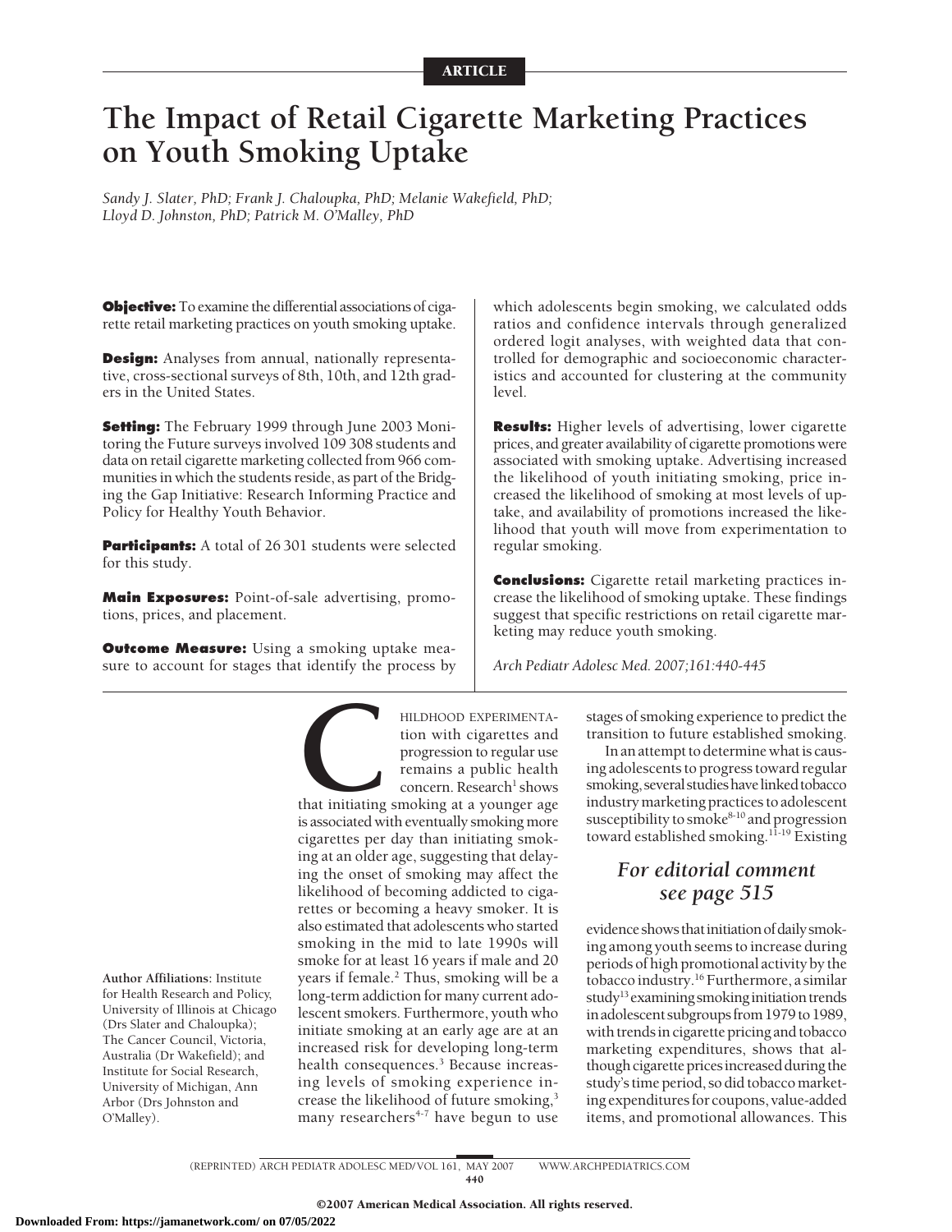ARTICLE

# The Impact of Retail Cigarette Marketing Practices on Youth Smoking Uptake

*Sandy J. Slater, PhD; Frank J. Chaloupka, PhD; Melanie Wakefield, PhD; Lloyd D. Johnston, PhD; Patrick M. O'Malley, PhD*

**Objective:** To examine the differential associations of cigarette retail marketing practices on youth smoking uptake.

**Design:** Analyses from annual, nationally representative, cross-sectional surveys of 8th, 10th, and 12th graders in the United States.

**Setting:** The February 1999 through June 2003 Monitoring the Future surveys involved 109 308 students and data on retail cigarette marketing collected from 966 communities in which the students reside, as part of the Bridging the Gap Initiative: Research Informing Practice and Policy for Healthy Youth Behavior.

**Participants:** A total of 26 301 students were selected for this study.

**Main Exposures:** Point-of-sale advertising, promotions, prices, and placement.

**Outcome Measure:** Using a smoking uptake measure to account for stages that identify the process by which adolescents begin smoking, we calculated odds ratios and confidence intervals through generalized ordered logit analyses, with weighted data that controlled for demographic and socioeconomic characteristics and accounted for clustering at the community level.

**Results:** Higher levels of advertising, lower cigarette prices, and greater availability of cigarette promotions were associated with smoking uptake. Advertising increased the likelihood of youth initiating smoking, price increased the likelihood of smoking at most levels of uptake, and availability of promotions increased the likelihood that youth will move from experimentation to regular smoking.

**Conclusions:** Cigarette retail marketing practices increase the likelihood of smoking uptake. These findings suggest that specific restrictions on retail cigarette marketing may reduce youth smoking.

*Arch Pediatr Adolesc Med. 2007;161:440-445*

CHILDHOOD EXPERIMENTATION with cigarettes and progression to regular use remains a public health concern. Research[1] shows that initiating smoking at a younger age is associated with eventually smoking more cigarettes per day than initiating smoking at an older age, suggesting that delaying the onset of smoking may affect the likelihood of becoming addicted to cigarettes or becoming a heavy smoker. It is also estimated that adolescents who started smoking in the mid to late 1990s will smoke for at least 16 years if male and 20 years if female.[2] Thus, smoking will be a long-term addiction for many current adolescent smokers. Furthermore, youth who initiate smoking at an early age are at an increased risk for developing long-term health consequences.[3] Because increasing levels of smoking experience increase the likelihood of future smoking,[3] many researchers[4-7] have begun to use stages of smoking experience to predict the transition to future established smoking.

In an attempt to determine what is causing adolescents to progress toward regular smoking, several studies have linked tobacco industry marketing practices to adolescent susceptibility to smoke[8-10] and progression toward established smoking.[11-19] Existing evidence shows that initiation of daily smoking among youth seems to increase during periods of high promotional activity by the tobacco industry.[16] Furthermore, a similar study[13] examining smoking initiation trends in adolescent subgroups from 1979 to 1989, with trends in cigarette pricing and tobacco marketing expenditures, shows that although cigarette prices increased during the study's time period, so did tobacco marketing expenditures for coupons, value-added items, and promotional allowances. This

*For editorial comment see page 515*

Author Affiliations: Institute for Health Research and Policy, University of Illinois at Chicago (Drs Slater and Chaloupka); The Cancer Council, Victoria, Australia (Dr Wakefield); and Institute for Social Research, University of Michigan, Ann Arbor (Drs Johnston and O'Malley).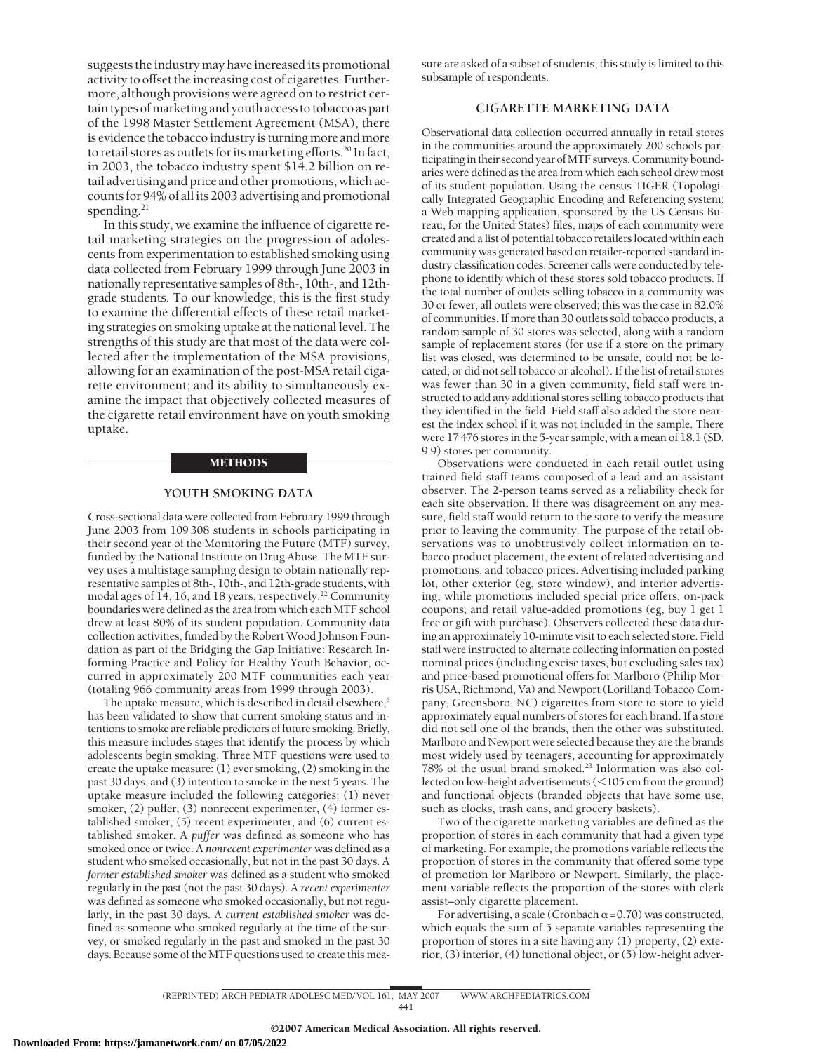suggests the industry may have increased its promotional activity to offset the increasing cost of cigarettes. Furthermore, although provisions were agreed on to restrict certain types of marketing and youth access to tobacco as part of the 1998 Master Settlement Agreement (MSA), there is evidence the tobacco industry is turning more and more to retail stores as outlets for its marketing efforts.[20] In fact, in 2003, the tobacco industry spent $14.2 billion on retail advertising and price and other promotions, which accounts for 94% of all its 2003 advertising and promotional spending.[21]

In this study, we examine the influence of cigarette retail marketing strategies on the progression of adolescents from experimentation to established smoking using data collected from February 1999 through June 2003 in nationally representative samples of 8th-, 10th-, and 12th-grade students. To our knowledge, this is the first study to examine the differential effects of these retail marketing strategies on smoking uptake at the national level. The strengths of this study are that most of the data were collected after the implementation of the MSA provisions, allowing for an examination of the post-MSA retail cigarette environment; and its ability to simultaneously examine the impact that objectively collected measures of the cigarette retail environment have on youth smoking uptake.

## METHODS

### YOUTH SMOKING DATA

Cross-sectional data were collected from February 1999 through June 2003 from 109 308 students in schools participating in their second year of the Monitoring the Future (MTF) survey, funded by the National Institute on Drug Abuse. The MTF survey uses a multistage sampling design to obtain nationally representative samples of 8th-, 10th-, and 12th-grade students, with modal ages of 14, 16, and 18 years, respectively.[22] Community boundaries were defined as the area from which each MTF school drew at least 80% of its student population. Community data collection activities, funded by the Robert Wood Johnson Foundation as part of the Bridging the Gap Initiative: Research Informing Practice and Policy for Healthy Youth Behavior, occurred in approximately 200 MTF communities each year (totaling 966 community areas from 1999 through 2003).

The uptake measure, which is described in detail elsewhere,[6] has been validated to show that current smoking status and intentions to smoke are reliable predictors of future smoking. Briefly, this measure includes stages that identify the process by which adolescents begin smoking. Three MTF questions were used to create the uptake measure: (1) ever smoking, (2) smoking in the past 30 days, and (3) intention to smoke in the next 5 years. The uptake measure included the following categories: (1) never smoker, (2) puffer, (3) nonrecent experimenter, (4) former established smoker, (5) recent experimenter, and (6) current established smoker. A *puffer* was defined as someone who has smoked once or twice. A *nonrecent experimenter* was defined as a student who smoked occasionally, but not in the past 30 days. A *former established smoker* was defined as a student who smoked regularly in the past (not the past 30 days). A *recent experimenter* was defined as someone who smoked occasionally, but not regularly, in the past 30 days. A *current established smoker* was defined as someone who smoked regularly at the time of the survey, or smoked regularly in the past and smoked in the past 30 days. Because some of the MTF questions used to create this measure are asked of a subset of students, this study is limited to this subsample of respondents.

### CIGARETTE MARKETING DATA

Observational data collection occurred annually in retail stores in the communities around the approximately 200 schools participating in their second year of MTF surveys. Community boundaries were defined as the area from which each school drew most of its student population. Using the census TIGER (Topologically Integrated Geographic Encoding and Referencing system; a Web mapping application, sponsored by the US Census Bureau, for the United States) files, maps of each community were created and a list of potential tobacco retailers located within each community was generated based on retailer-reported standard industry classification codes. Screener calls were conducted by telephone to identify which of these stores sold tobacco products. If the total number of outlets selling tobacco in a community was 30 or fewer, all outlets were observed; this was the case in 82.0% of communities. If more than 30 outlets sold tobacco products, a random sample of 30 stores was selected, along with a random sample of replacement stores (for use if a store on the primary list was closed, was determined to be unsafe, could not be located, or did not sell tobacco or alcohol). If the list of retail stores was fewer than 30 in a given community, field staff were instructed to add any additional stores selling tobacco products that they identified in the field. Field staff also added the store nearest the index school if it was not included in the sample. There were 17 476 stores in the 5-year sample, with a mean of 18.1 (SD, 9.9) stores per community.

Observations were conducted in each retail outlet using trained field staff teams composed of a lead and an assistant observer. The 2-person teams served as a reliability check for each site observation. If there was disagreement on any measure, field staff would return to the store to verify the measure prior to leaving the community. The purpose of the retail observations was to unobtrusively collect information on tobacco product placement, the extent of related advertising and promotions, and tobacco prices. Advertising included parking lot, other exterior (eg, store window), and interior advertising, while promotions included special price offers, on-pack coupons, and retail value-added promotions (eg, buy 1 get 1 free or gift with purchase). Observers collected these data during an approximately 10-minute visit to each selected store. Field staff were instructed to alternate collecting information on posted nominal prices (including excise taxes, but excluding sales tax) and price-based promotional offers for Marlboro (Philip Morris USA, Richmond, Va) and Newport (Lorilland Tobacco Company, Greensboro, NC) cigarettes from store to store to yield approximately equal numbers of stores for each brand. If a store did not sell one of the brands, then the other was substituted. Marlboro and Newport were selected because they are the brands most widely used by teenagers, accounting for approximately 78% of the usual brand smoked.[23] Information was also collected on low-height advertisements (<105 cm from the ground) and functional objects (branded objects that have some use, such as clocks, trash cans, and grocery baskets).

Two of the cigarette marketing variables are defined as the proportion of stores in each community that had a given type of marketing. For example, the promotions variable reflects the proportion of stores in the community that offered some type of promotion for Marlboro or Newport. Similarly, the placement variable reflects the proportion of the stores with clerk assist–only cigarette placement.

For advertising, a scale (Cronbach $\alpha = 0.70$) was constructed, which equals the sum of 5 separate variables representing the proportion of stores in a site having any (1) property, (2) exterior, (3) interior, (4) functional object, or (5) low-height adver-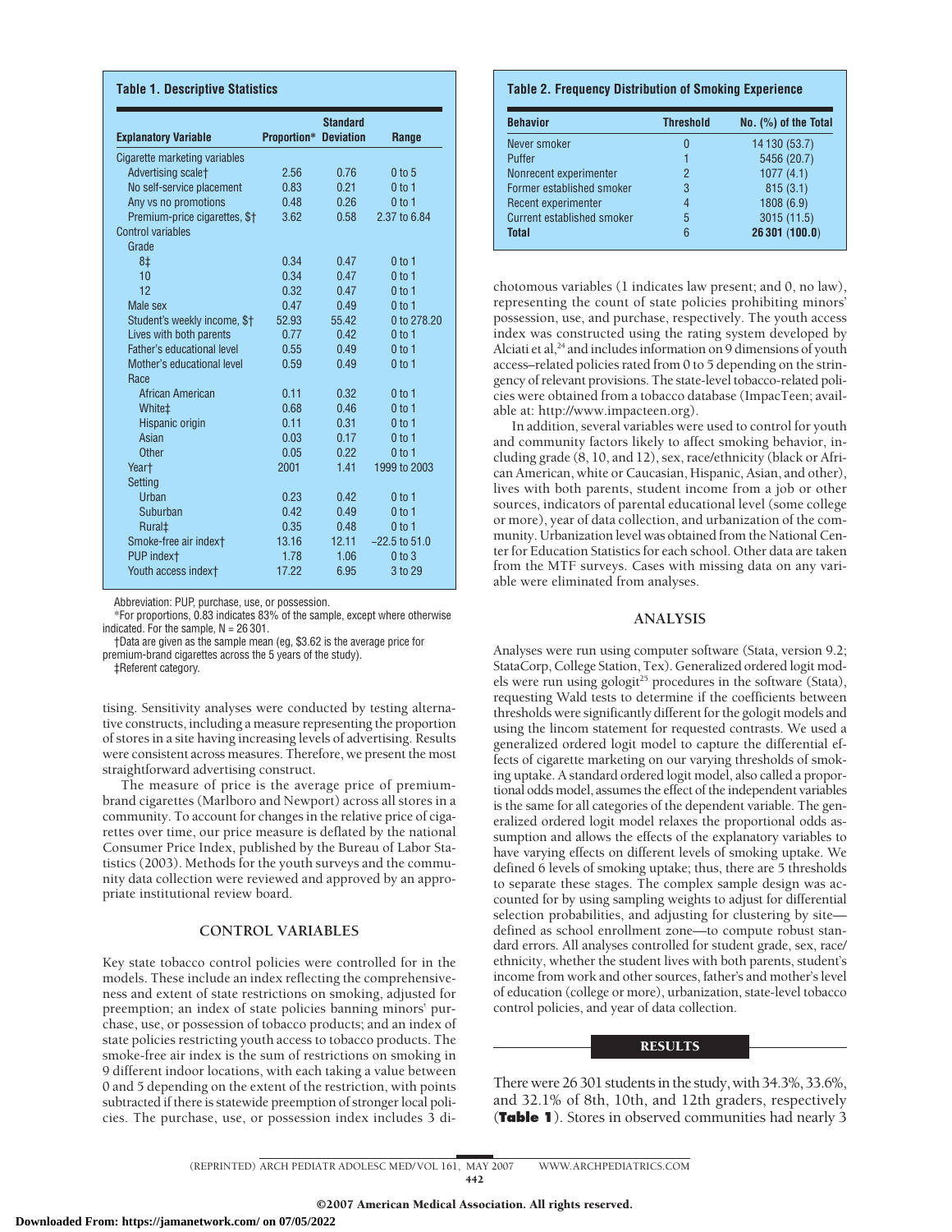**Table 1. Descriptive Statistics**

| Explanatory Variable | Proportion* | Standard Deviation | Range |
|---|---|---|---|
| Cigarette marketing variables | | | |
| Advertising scale† | 2.56 | 0.76 | 0 to 5 |
| No self-service placement | 0.83 | 0.21 | 0 to 1 |
| Any vs no promotions | 0.48 | 0.26 | 0 to 1 |
| Premium-price cigarettes, $† | 3.62 | 0.58 | 2.37 to 6.84 |
| Control variables | | | |
| Grade | | | |
| 8‡ | 0.34 | 0.47 | 0 to 1 |
| 10 | 0.34 | 0.47 | 0 to 1 |
| 12 | 0.32 | 0.47 | 0 to 1 |
| Male sex | 0.47 | 0.49 | 0 to 1 |
| Student's weekly income, $† | 52.93 | 55.42 | 0 to 278.20 |
| Lives with both parents | 0.77 | 0.42 | 0 to 1 |
| Father's educational level | 0.55 | 0.49 | 0 to 1 |
| Mother's educational level | 0.59 | 0.49 | 0 to 1 |
| Race | | | |
| African American | 0.11 | 0.32 | 0 to 1 |
| White‡ | 0.68 | 0.46 | 0 to 1 |
| Hispanic origin | 0.11 | 0.31 | 0 to 1 |
| Asian | 0.03 | 0.17 | 0 to 1 |
| Other | 0.05 | 0.22 | 0 to 1 |
| Year† | 2001 | 1.41 | 1999 to 2003 |
| Setting | | | |
| Urban | 0.23 | 0.42 | 0 to 1 |
| Suburban | 0.42 | 0.49 | 0 to 1 |
| Rural‡ | 0.35 | 0.48 | 0 to 1 |
| Smoke-free air index† | 13.16 | 12.11 | −22.5 to 51.0 |
| PUP index† | 1.78 | 1.06 | 0 to 3 |
| Youth access index† | 17.22 | 6.95 | 3 to 29 |

Abbreviation: PUP, purchase, use, or possession.

*For proportions, 0.83 indicates 83% of the sample, except where otherwise indicated. For the sample, N = 26 301.

†Data are given as the sample mean (eg, $3.62 is the average price for premium-brand cigarettes across the 5 years of the study).

‡Referent category.

tising. Sensitivity analyses were conducted by testing alternative constructs, including a measure representing the proportion of stores in a site having increasing levels of advertising. Results were consistent across measures. Therefore, we present the most straightforward advertising construct.

The measure of price is the average price of premium-brand cigarettes (Marlboro and Newport) across all stores in a community. To account for changes in the relative price of cigarettes over time, our price measure is deflated by the national Consumer Price Index, published by the Bureau of Labor Statistics (2003). Methods for the youth surveys and the community data collection were reviewed and approved by an appropriate institutional review board.

## CONTROL VARIABLES

Key state tobacco control policies were controlled for in the models. These include an index reflecting the comprehensiveness and extent of state restrictions on smoking, adjusted for preemption; an index of state policies banning minors' purchase, use, or possession of tobacco products; and an index of state policies restricting youth access to tobacco products. The smoke-free air index is the sum of restrictions on smoking in 9 different indoor locations, with each taking a value between 0 and 5 depending on the extent of the restriction, with points subtracted if there is statewide preemption of stronger local policies. The purchase, use, or possession index includes 3 dichotomous variables (1 indicates law present; and 0, no law), representing the count of state policies prohibiting minors' possession, use, and purchase, respectively. The youth access index was constructed using the rating system developed by Alciati et al,[24] and includes information on 9 dimensions of youth access–related policies rated from 0 to 5 depending on the stringency of relevant provisions. The state-level tobacco-related policies were obtained from a tobacco database (ImpacTeen; available at: http://www.impacteen.org).

In addition, several variables were used to control for youth and community factors likely to affect smoking behavior, including grade (8, 10, and 12), sex, race/ethnicity (black or African American, white or Caucasian, Hispanic, Asian, and other), lives with both parents, student income from a job or other sources, indicators of parental educational level (some college or more), year of data collection, and urbanization of the community. Urbanization level was obtained from the National Center for Education Statistics for each school. Other data are taken from the MTF surveys. Cases with missing data on any variable were eliminated from analyses.

**Table 2. Frequency Distribution of Smoking Experience**

| Behavior | Threshold | No. (%) of the Total |
|---|---|---|
| Never smoker | 0 | 14 130 (53.7) |
| Puffer | 1 | 5456 (20.7) |
| Nonrecent experimenter | 2 | 1077 (4.1) |
| Former established smoker | 3 | 815 (3.1) |
| Recent experimenter | 4 | 1808 (6.9) |
| Current established smoker | 5 | 3015 (11.5) |
| **Total** | 6 | **26 301 (100.0)** |

## ANALYSIS

Analyses were run using computer software (Stata, version 9.2; StataCorp, College Station, Tex). Generalized ordered logit models were run using gologit[25] procedures in the software (Stata), requesting Wald tests to determine if the coefficients between thresholds were significantly different for the gologit models and using the lincom statement for requested contrasts. We used a generalized ordered logit model to capture the differential effects of cigarette marketing on our varying thresholds of smoking uptake. A standard ordered logit model, also called a proportional odds model, assumes the effect of the independent variables is the same for all categories of the dependent variable. The generalized ordered logit model relaxes the proportional odds assumption and allows the effects of the explanatory variables to have varying effects on different levels of smoking uptake. We defined 6 levels of smoking uptake; thus, there are 5 thresholds to separate these stages. The complex sample design was accounted for by using sampling weights to adjust for differential selection probabilities, and adjusting for clustering by site—defined as school enrollment zone—to compute robust standard errors. All analyses controlled for student grade, sex, race/ethnicity, whether the student lives with both parents, student's income from work and other sources, father's and mother's level of education (college or more), urbanization, state-level tobacco control policies, and year of data collection.

## RESULTS

There were 26 301 students in the study, with 34.3%, 33.6%, and 32.1% of 8th, 10th, and 12th graders, respectively (**Table 1**). Stores in observed communities had nearly 3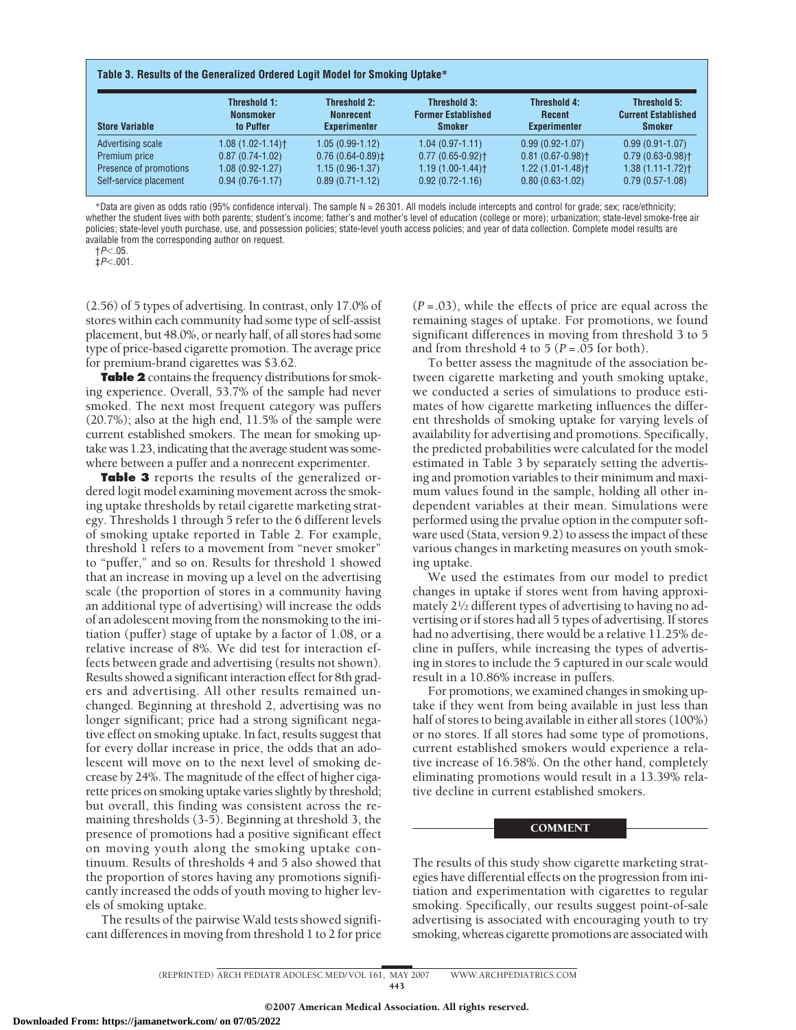**Table 3. Results of the Generalized Ordered Logit Model for Smoking Uptake***

| Store Variable | Threshold 1: Nonsmoker to Puffer | Threshold 2: Nonrecent Experimenter | Threshold 3: Former Established Smoker | Threshold 4: Recent Experimenter | Threshold 5: Current Established Smoker |
|---|---|---|---|---|---|
| Advertising scale | 1.08 (1.02-1.14)† | 1.05 (0.99-1.12) | 1.04 (0.97-1.11) | 0.99 (0.92-1.07) | 0.99 (0.91-1.07) |
| Premium price | 0.87 (0.74-1.02) | 0.76 (0.64-0.89)‡ | 0.77 (0.65-0.92)† | 0.81 (0.67-0.98)† | 0.79 (0.63-0.98)† |
| Presence of promotions | 1.08 (0.92-1.27) | 1.15 (0.96-1.37) | 1.19 (1.00-1.44)† | 1.22 (1.01-1.48)† | 1.38 (1.11-1.72)† |
| Self-service placement | 0.94 (0.76-1.17) | 0.89 (0.71-1.12) | 0.92 (0.72-1.16) | 0.80 (0.63-1.02) | 0.79 (0.57-1.08) |

*Data are given as odds ratio (95% confidence interval). The sample N = 26 301. All models include intercepts and control for grade; sex; race/ethnicity; whether the student lives with both parents; student's income; father's and mother's level of education (college or more); urbanization; state-level smoke-free air policies; state-level youth purchase, use, and possession policies; state-level youth access policies; and year of data collection. Complete model results are available from the corresponding author on request.

†$P<.05$.

‡$P<.001$.

(2.56) of 5 types of advertising. In contrast, only 17.0% of stores within each community had some type of self-assist placement, but 48.0%, or nearly half, of all stores had some type of price-based cigarette promotion. The average price for premium-brand cigarettes was $3.62.

**Table 2** contains the frequency distributions for smoking experience. Overall, 53.7% of the sample had never smoked. The next most frequent category was puffers (20.7%); also at the high end, 11.5% of the sample were current established smokers. The mean for smoking uptake was 1.23, indicating that the average student was somewhere between a puffer and a nonrecent experimenter.

**Table 3** reports the results of the generalized ordered logit model examining movement across the smoking uptake thresholds by retail cigarette marketing strategy. Thresholds 1 through 5 refer to the 6 different levels of smoking uptake reported in Table 2. For example, threshold 1 refers to a movement from "never smoker" to "puffer," and so on. Results for threshold 1 showed that an increase in moving up a level on the advertising scale (the proportion of stores in a community having an additional type of advertising) will increase the odds of an adolescent moving from the nonsmoking to the initiation (puffer) stage of uptake by a factor of 1.08, or a relative increase of 8%. We did test for interaction effects between grade and advertising (results not shown). Results showed a significant interaction effect for 8th graders and advertising. All other results remained unchanged. Beginning at threshold 2, advertising was no longer significant; price had a strong significant negative effect on smoking uptake. In fact, results suggest that for every dollar increase in price, the odds that an adolescent will move on to the next level of smoking decrease by 24%. The magnitude of the effect of higher cigarette prices on smoking uptake varies slightly by threshold; but overall, this finding was consistent across the remaining thresholds (3-5). Beginning at threshold 3, the presence of promotions had a positive significant effect on moving youth along the smoking uptake continuum. Results of thresholds 4 and 5 also showed that the proportion of stores having any promotions significantly increased the odds of youth moving to higher levels of smoking uptake.

The results of the pairwise Wald tests showed significant differences in moving from threshold 1 to 2 for price ($P=.03$), while the effects of price are equal across the remaining stages of uptake. For promotions, we found significant differences in moving from threshold 3 to 5 and from threshold 4 to 5 ($P=.05$ for both).

To better assess the magnitude of the association between cigarette marketing and youth smoking uptake, we conducted a series of simulations to produce estimates of how cigarette marketing influences the different thresholds of smoking uptake for varying levels of availability for advertising and promotions. Specifically, the predicted probabilities were calculated for the model estimated in Table 3 by separately setting the advertising and promotion variables to their minimum and maximum values found in the sample, holding all other independent variables at their mean. Simulations were performed using the prvalue option in the computer software used (Stata, version 9.2) to assess the impact of these various changes in marketing measures on youth smoking uptake.

We used the estimates from our model to predict changes in uptake if stores went from having approximately 2½ different types of advertising to having no advertising or if stores had all 5 types of advertising. If stores had no advertising, there would be a relative 11.25% decline in puffers, while increasing the types of advertising in stores to include the 5 captured in our scale would result in a 10.86% increase in puffers.

For promotions, we examined changes in smoking uptake if they went from being available in just less than half of stores to being available in either all stores (100%) or no stores. If all stores had some type of promotions, current established smokers would experience a relative increase of 16.58%. On the other hand, completely eliminating promotions would result in a 13.39% relative decline in current established smokers.

## COMMENT

The results of this study show cigarette marketing strategies have differential effects on the progression from initiation and experimentation with cigarettes to regular smoking. Specifically, our results suggest point-of-sale advertising is associated with encouraging youth to try smoking, whereas cigarette promotions are associated with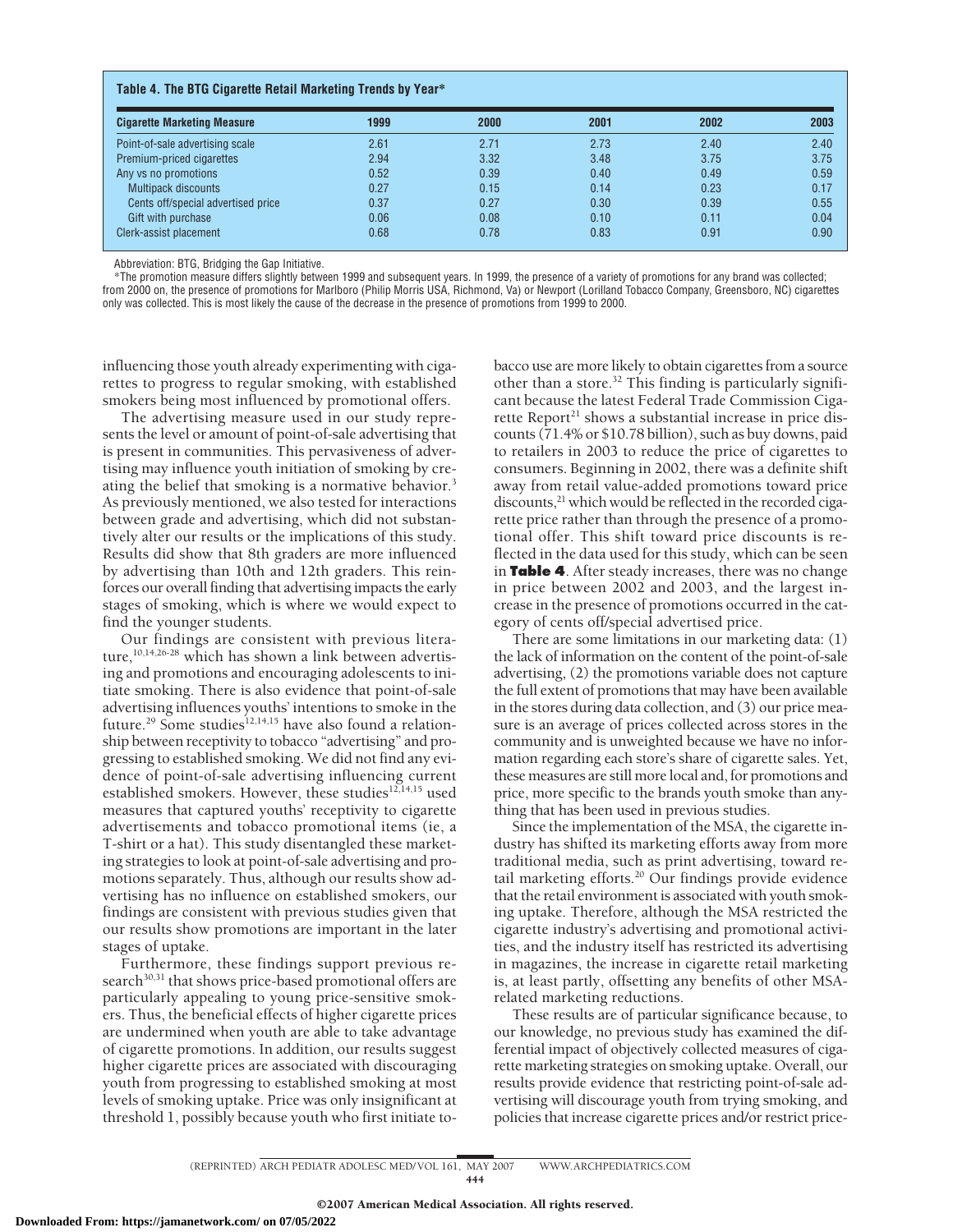**Table 4. The BTG Cigarette Retail Marketing Trends by Year***

| Cigarette Marketing Measure | 1999 | 2000 | 2001 | 2002 | 2003 |
|---|---|---|---|---|---|
| Point-of-sale advertising scale | 2.61 | 2.71 | 2.73 | 2.40 | 2.40 |
| Premium-priced cigarettes | 2.94 | 3.32 | 3.48 | 3.75 | 3.75 |
| Any vs no promotions | 0.52 | 0.39 | 0.40 | 0.49 | 0.59 |
| Multipack discounts | 0.27 | 0.15 | 0.14 | 0.23 | 0.17 |
| Cents off/special advertised price | 0.37 | 0.27 | 0.30 | 0.39 | 0.55 |
| Gift with purchase | 0.06 | 0.08 | 0.10 | 0.11 | 0.04 |
| Clerk-assist placement | 0.68 | 0.78 | 0.83 | 0.91 | 0.90 |

Abbreviation: BTG, Bridging the Gap Initiative.

*The promotion measure differs slightly between 1999 and subsequent years. In 1999, the presence of a variety of promotions for any brand was collected; from 2000 on, the presence of promotions for Marlboro (Philip Morris USA, Richmond, Va) or Newport (Lorillard Tobacco Company, Greensboro, NC) cigarettes only was collected. This is most likely the cause of the decrease in the presence of promotions from 1999 to 2000.

influencing those youth already experimenting with cigarettes to progress to regular smoking, with established smokers being most influenced by promotional offers.

The advertising measure used in our study represents the level or amount of point-of-sale advertising that is present in communities. This pervasiveness of advertising may influence youth initiation of smoking by creating the belief that smoking is a normative behavior.[3] As previously mentioned, we also tested for interactions between grade and advertising, which did not substantively alter our results or the implications of this study. Results did show that 8th graders are more influenced by advertising than 10th and 12th graders. This reinforces our overall finding that advertising impacts the early stages of smoking, which is where we would expect to find the younger students.

Our findings are consistent with previous literature,[10,14,26-28] which has shown a link between advertising and promotions and encouraging adolescents to initiate smoking. There is also evidence that point-of-sale advertising influences youths' intentions to smoke in the future.[29] Some studies[12,14,15] have also found a relationship between receptivity to tobacco "advertising" and progressing to established smoking. We did not find any evidence of point-of-sale advertising influencing current established smokers. However, these studies[12,14,15] used measures that captured youths' receptivity to cigarette advertisements and tobacco promotional items (ie, a T-shirt or a hat). This study disentangled these marketing strategies to look at point-of-sale advertising and promotions separately. Thus, although our results show advertising has no influence on established smokers, our findings are consistent with previous studies given that our results show promotions are important in the later stages of uptake.

Furthermore, these findings support previous research[30,31] that shows price-based promotional offers are particularly appealing to young price-sensitive smokers. Thus, the beneficial effects of higher cigarette prices are undermined when youth are able to take advantage of cigarette promotions. In addition, our results suggest higher cigarette prices are associated with discouraging youth from progressing to established smoking at most levels of smoking uptake. Price was only insignificant at threshold 1, possibly because youth who first initiate tobacco use are more likely to obtain cigarettes from a source other than a store.[32] This finding is particularly significant because the latest Federal Trade Commission Cigarette Report[21] shows a substantial increase in price discounts (71.4% or $10.78 billion), such as buy downs, paid to retailers in 2003 to reduce the price of cigarettes to consumers. Beginning in 2002, there was a definite shift away from retail value-added promotions toward price discounts,[21] which would be reflected in the recorded cigarette price rather than through the presence of a promotional offer. This shift toward price discounts is reflected in the data used for this study, which can be seen in **Table 4**. After steady increases, there was no change in price between 2002 and 2003, and the largest increase in the presence of promotions occurred in the category of cents off/special advertised price.

There are some limitations in our marketing data: (1) the lack of information on the content of the point-of-sale advertising, (2) the promotions variable does not capture the full extent of promotions that may have been available in the stores during data collection, and (3) our price measure is an average of prices collected across stores in the community and is unweighted because we have no information regarding each store's share of cigarette sales. Yet, these measures are still more local and, for promotions and price, more specific to the brands youth smoke than anything that has been used in previous studies.

Since the implementation of the MSA, the cigarette industry has shifted its marketing efforts away from more traditional media, such as print advertising, toward retail marketing efforts.[20] Our findings provide evidence that the retail environment is associated with youth smoking uptake. Therefore, although the MSA restricted the cigarette industry's advertising and promotional activities, and the industry itself has restricted its advertising in magazines, the increase in cigarette retail marketing is, at least partly, offsetting any benefits of other MSA-related marketing reductions.

These results are of particular significance because, to our knowledge, no previous study has examined the differential impact of objectively collected measures of cigarette marketing strategies on smoking uptake. Overall, our results provide evidence that restricting point-of-sale advertising will discourage youth from trying smoking, and policies that increase cigarette prices and/or restrict price-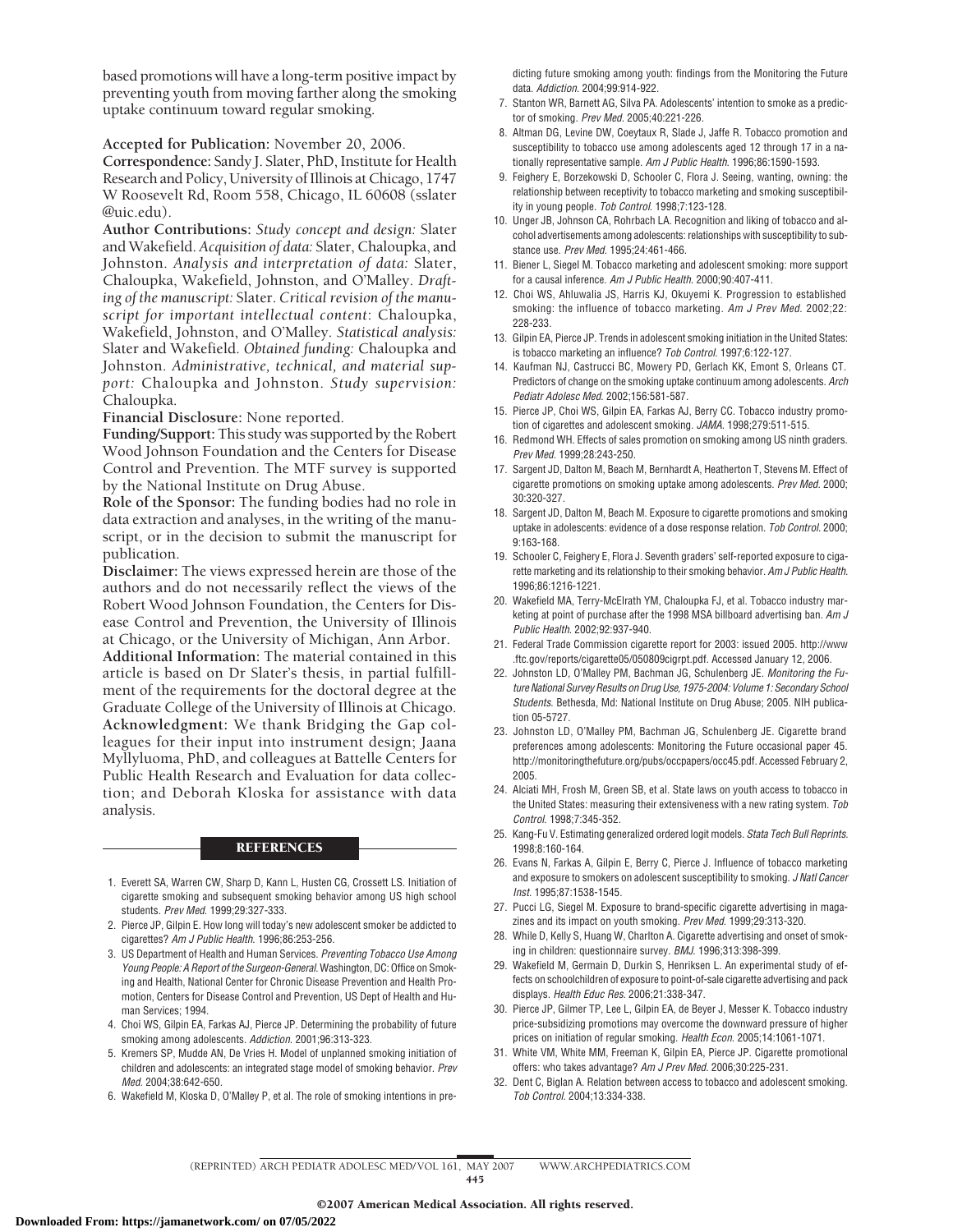based promotions will have a long-term positive impact by preventing youth from moving farther along the smoking uptake continuum toward regular smoking.

**Accepted for Publication:** November 20, 2006.

**Correspondence:** Sandy J. Slater, PhD, Institute for Health Research and Policy, University of Illinois at Chicago, 1747 W Roosevelt Rd, Room 558, Chicago, IL 60608 (sslater@uic.edu).

**Author Contributions:** *Study concept and design:* Slater and Wakefield. *Acquisition of data:* Slater, Chaloupka, and Johnston. *Analysis and interpretation of data:* Slater, Chaloupka, Wakefield, Johnston, and O'Malley. *Drafting of the manuscript:* Slater. *Critical revision of the manuscript for important intellectual content:* Chaloupka, Wakefield, Johnston, and O'Malley. *Statistical analysis:* Slater and Wakefield. *Obtained funding:* Chaloupka and Johnston. *Administrative, technical, and material support:* Chaloupka and Johnston. *Study supervision:* Chaloupka.

**Financial Disclosure:** None reported.

**Funding/Support:** This study was supported by the Robert Wood Johnson Foundation and the Centers for Disease Control and Prevention. The MTF survey is supported by the National Institute on Drug Abuse.

**Role of the Sponsor:** The funding bodies had no role in data extraction and analyses, in the writing of the manuscript, or in the decision to submit the manuscript for publication.

**Disclaimer:** The views expressed herein are those of the authors and do not necessarily reflect the views of the Robert Wood Johnson Foundation, the Centers for Disease Control and Prevention, the University of Illinois at Chicago, or the University of Michigan, Ann Arbor.

**Additional Information:** The material contained in this article is based on Dr Slater's thesis, in partial fulfillment of the requirements for the doctoral degree at the Graduate College of the University of Illinois at Chicago.

**Acknowledgment:** We thank Bridging the Gap colleagues for their input into instrument design; Jaana Myllyluoma, PhD, and colleagues at Battelle Centers for Public Health Research and Evaluation for data collection; and Deborah Kloska for assistance with data analysis.

## REFERENCES

1. Everett SA, Warren CW, Sharp D, Kann L, Husten CG, Crossett LS. Initiation of cigarette smoking and subsequent smoking behavior among US high school students. *Prev Med.* 1999;29:327-333.
2. Pierce JP, Gilpin E. How long will today's new adolescent smoker be addicted to cigarettes? *Am J Public Health.* 1996;86:253-256.
3. US Department of Health and Human Services. *Preventing Tobacco Use Among Young People: A Report of the Surgeon-General.* Washington, DC: Office on Smoking and Health, National Center for Chronic Disease Prevention and Health Promotion, Centers for Disease Control and Prevention, US Dept of Health and Human Services; 1994.
4. Choi WS, Gilpin EA, Farkas AJ, Pierce JP. Determining the probability of future smoking among adolescents. *Addiction.* 2001;96:313-323.
5. Kremers SP, Mudde AN, De Vries H. Model of unplanned smoking initiation of children and adolescents: an integrated stage model of smoking behavior. *Prev Med.* 2004;38:642-650.
6. Wakefield M, Kloska D, O'Malley P, et al. The role of smoking intentions in predicting future smoking among youth: findings from the Monitoring the Future data. *Addiction.* 2004;99:914-922.
7. Stanton WR, Barnett AG, Silva PA. Adolescents' intention to smoke as a predictor of smoking. *Prev Med.* 2005;40:221-226.
8. Altman DG, Levine DW, Coeytaux R, Slade J, Jaffe R. Tobacco promotion and susceptibility to tobacco use among adolescents aged 12 through 17 in a nationally representative sample. *Am J Public Health.* 1996;86:1590-1593.
9. Feighery E, Borzekowski D, Schooler C, Flora J. Seeing, wanting, owning: the relationship between receptivity to tobacco marketing and smoking susceptibility in young people. *Tob Control.* 1998;7:123-128.
10. Unger JB, Johnson CA, Rohrbach LA. Recognition and liking of tobacco and alcohol advertisements among adolescents: relationships with susceptibility to substance use. *Prev Med.* 1995;24:461-466.
11. Biener L, Siegel M. Tobacco marketing and adolescent smoking: more support for a causal inference. *Am J Public Health.* 2000;90:407-411.
12. Choi WS, Ahluwalia JS, Harris KJ, Okuyemi K. Progression to established smoking: the influence of tobacco marketing. *Am J Prev Med.* 2002;22:228-233.
13. Gilpin EA, Pierce JP. Trends in adolescent smoking initiation in the United States: is tobacco marketing an influence? *Tob Control.* 1997;6:122-127.
14. Kaufman NJ, Castrucci BC, Mowery PD, Gerlach KK, Emont S, Orleans CT. Predictors of change on the smoking uptake continuum among adolescents. *Arch Pediatr Adolesc Med.* 2002;156:581-587.
15. Pierce JP, Choi WS, Gilpin EA, Farkas AJ, Berry CC. Tobacco industry promotion of cigarettes and adolescent smoking. *JAMA.* 1998;279:511-515.
16. Redmond WH. Effects of sales promotion on smoking among US ninth graders. *Prev Med.* 1999;28:243-250.
17. Sargent JD, Dalton M, Beach M, Bernhardt A, Heatherton T, Stevens M. Effect of cigarette promotions on smoking uptake among adolescents. *Prev Med.* 2000;30:320-327.
18. Sargent JD, Dalton M, Beach M. Exposure to cigarette promotions and smoking uptake in adolescents: evidence of a dose response relation. *Tob Control.* 2000;9:163-168.
19. Schooler C, Feighery E, Flora J. Seventh graders' self-reported exposure to cigarette marketing and its relationship to their smoking behavior. *Am J Public Health.* 1996;86:1216-1221.
20. Wakefield MA, Terry-McElrath YM, Chaloupka FJ, et al. Tobacco industry marketing at point of purchase after the 1998 MSA billboard advertising ban. *Am J Public Health.* 2002;92:937-940.
21. Federal Trade Commission cigarette report for 2003: issued 2005. http://www.ftc.gov/reports/cigarette05/050809cigrpt.pdf. Accessed January 12, 2006.
22. Johnston LD, O'Malley PM, Bachman JG, Schulenberg JE. *Monitoring the Future National Survey Results on Drug Use, 1975-2004: Volume 1: Secondary School Students.* Bethesda, Md: National Institute on Drug Abuse; 2005. NIH publication 05-5727.
23. Johnston LD, O'Malley PM, Bachman JG, Schulenberg JE. Cigarette brand preferences among adolescents: Monitoring the Future occasional paper 45. http://monitoringthefuture.org/pubs/occpapers/occ45.pdf. Accessed February 2, 2005.
24. Alciati MH, Frosh M, Green SB, et al. State laws on youth access to tobacco in the United States: measuring their extensiveness with a new rating system. *Tob Control.* 1998;7:345-352.
25. Kang-Fu V. Estimating generalized ordered logit models. *Stata Tech Bull Reprints.* 1998;8:160-164.
26. Evans N, Farkas A, Gilpin E, Berry C, Pierce J. Influence of tobacco marketing and exposure to smokers on adolescent susceptibility to smoking. *J Natl Cancer Inst.* 1995;87:1538-1545.
27. Pucci LG, Siegel M. Exposure to brand-specific cigarette advertising in magazines and its impact on youth smoking. *Prev Med.* 1999;29:313-320.
28. While D, Kelly S, Huang W, Charlton A. Cigarette advertising and onset of smoking in children: questionnaire survey. *BMJ.* 1996;313:398-399.
29. Wakefield M, Germain D, Durkin S, Henriksen L. An experimental study of effects on schoolchildren of exposure to point-of-sale cigarette advertising and pack displays. *Health Educ Res.* 2006;21:338-347.
30. Pierce JP, Gilmer TP, Lee L, Gilpin EA, de Beyer J, Messer K. Tobacco industry price-subsidizing promotions may overcome the downward pressure of higher prices on initiation of regular smoking. *Health Econ.* 2005;14:1061-1071.
31. White VM, White MM, Freeman K, Gilpin EA, Pierce JP. Cigarette promotional offers: who takes advantage? *Am J Prev Med.* 2006;30:225-231.
32. Dent C, Biglan A. Relation between access to tobacco and adolescent smoking. *Tob Control.* 2004;13:334-338.